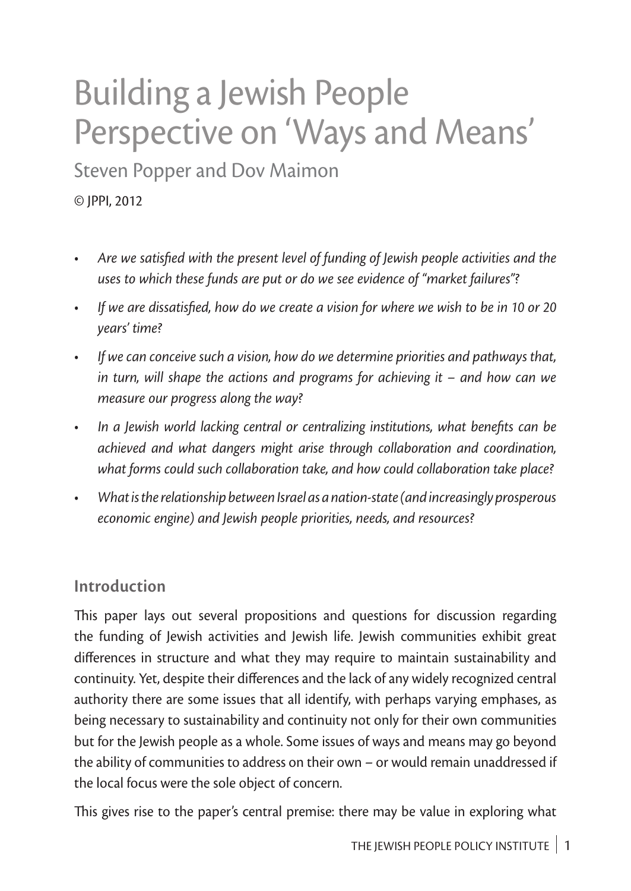# Building a Jewish People Perspective on 'Ways and Means'

Steven Popper and Dov Maimon

© JPPI, 2012

- *Are we satisfied with the present level of funding of Jewish people activities and the uses to which these funds are put or do we see evidence of "market failures"?*
- *If we are dissatisfied, how do we create a vision for where we wish to be in 10 or 20 years' time?*
- *If we can conceive such a vision, how do we determine priorities and pathways that, in turn, will shape the actions and programs for achieving it – and how can we measure our progress along the way?*
- *In a Jewish world lacking central or centralizing institutions, what benefits can be achieved and what dangers might arise through collaboration and coordination, what forms could such collaboration take, and how could collaboration take place?*
- *What is the relationship between Israel as a nation-state (and increasingly prosperous economic engine) and Jewish people priorities, needs, and resources?*

## Introduction

This paper lays out several propositions and questions for discussion regarding the funding of Jewish activities and Jewish life. Jewish communities exhibit great differences in structure and what they may require to maintain sustainability and continuity. Yet, despite their differences and the lack of any widely recognized central authority there are some issues that all identify, with perhaps varying emphases, as being necessary to sustainability and continuity not only for their own communities but for the Jewish people as a whole. Some issues of ways and means may go beyond the ability of communities to address on their own – or would remain unaddressed if the local focus were the sole object of concern.

This gives rise to the paper's central premise: there may be value in exploring what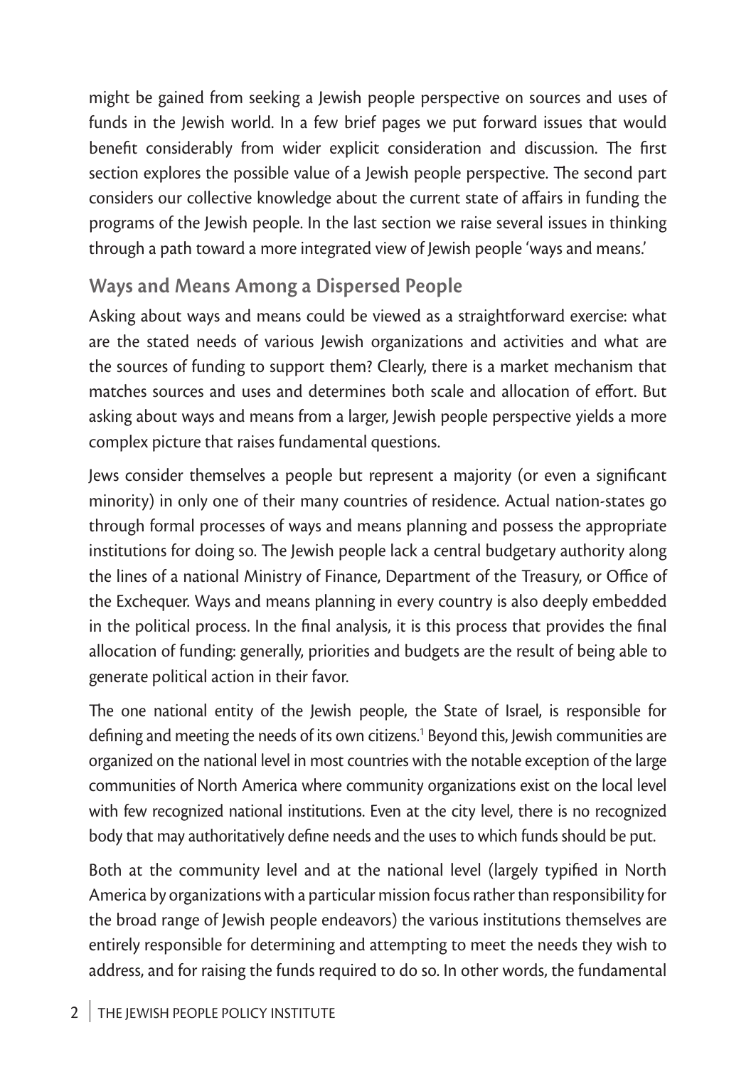might be gained from seeking a Jewish people perspective on sources and uses of funds in the Jewish world. In a few brief pages we put forward issues that would benefit considerably from wider explicit consideration and discussion. The first section explores the possible value of a Jewish people perspective. The second part considers our collective knowledge about the current state of affairs in funding the programs of the Jewish people. In the last section we raise several issues in thinking through a path toward a more integrated view of Jewish people 'ways and means.'

## Ways and Means Among a Dispersed People

Asking about ways and means could be viewed as a straightforward exercise: what are the stated needs of various Jewish organizations and activities and what are the sources of funding to support them? Clearly, there is a market mechanism that matches sources and uses and determines both scale and allocation of effort. But asking about ways and means from a larger, Jewish people perspective yields a more complex picture that raises fundamental questions.

Jews consider themselves a people but represent a majority (or even a significant minority) in only one of their many countries of residence. Actual nation-states go through formal processes of ways and means planning and possess the appropriate institutions for doing so. The Jewish people lack a central budgetary authority along the lines of a national Ministry of Finance, Department of the Treasury, or Office of the Exchequer. Ways and means planning in every country is also deeply embedded in the political process. In the final analysis, it is this process that provides the final allocation of funding: generally, priorities and budgets are the result of being able to generate political action in their favor.

The one national entity of the Jewish people, the State of Israel, is responsible for defining and meeting the needs of its own citizens.[1] Beyond this, Jewish communities are organized on the national level in most countries with the notable exception of the large communities of North America where community organizations exist on the local level with few recognized national institutions. Even at the city level, there is no recognized body that may authoritatively define needs and the uses to which funds should be put.

Both at the community level and at the national level (largely typified in North America by organizations with a particular mission focus rather than responsibility for the broad range of Jewish people endeavors) the various institutions themselves are entirely responsible for determining and attempting to meet the needs they wish to address, and for raising the funds required to do so. In other words, the fundamental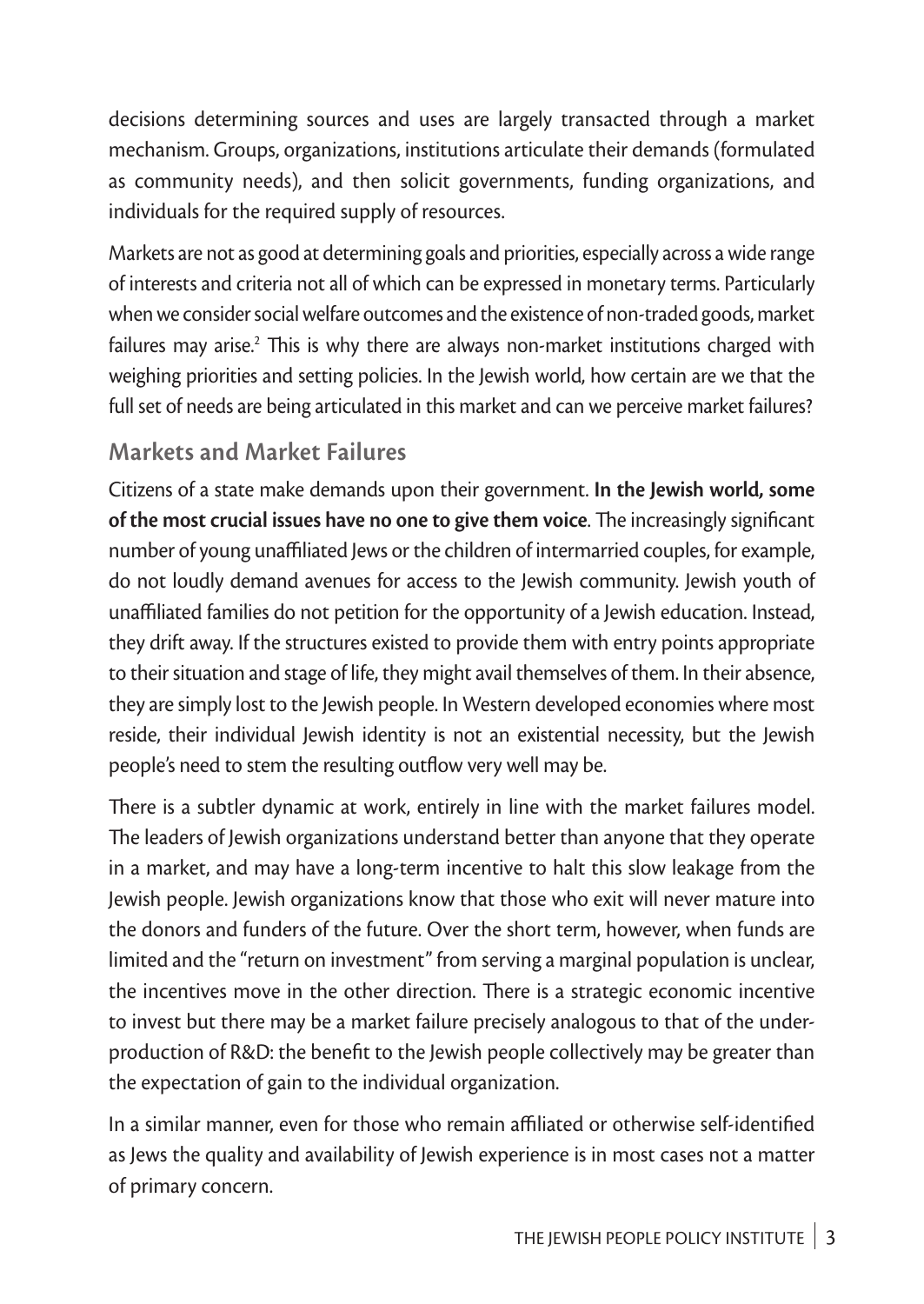decisions determining sources and uses are largely transacted through a market mechanism. Groups, organizations, institutions articulate their demands (formulated as community needs), and then solicit governments, funding organizations, and individuals for the required supply of resources.

Markets are not as good at determining goals and priorities, especially across a wide range of interests and criteria not all of which can be expressed in monetary terms. Particularly when we consider social welfare outcomes and the existence of non-traded goods, market failures may arise.[2] This is why there are always non-market institutions charged with weighing priorities and setting policies. In the Jewish world, how certain are we that the full set of needs are being articulated in this market and can we perceive market failures?

## Markets and Market Failures

Citizens of a state make demands upon their government. **In the Jewish world, some of the most crucial issues have no one to give them voice**. The increasingly significant number of young unaffiliated Jews or the children of intermarried couples, for example, do not loudly demand avenues for access to the Jewish community. Jewish youth of unaffiliated families do not petition for the opportunity of a Jewish education. Instead, they drift away. If the structures existed to provide them with entry points appropriate to their situation and stage of life, they might avail themselves of them. In their absence, they are simply lost to the Jewish people. In Western developed economies where most reside, their individual Jewish identity is not an existential necessity, but the Jewish people's need to stem the resulting outflow very well may be.

There is a subtler dynamic at work, entirely in line with the market failures model. The leaders of Jewish organizations understand better than anyone that they operate in a market, and may have a long-term incentive to halt this slow leakage from the Jewish people. Jewish organizations know that those who exit will never mature into the donors and funders of the future. Over the short term, however, when funds are limited and the "return on investment" from serving a marginal population is unclear, the incentives move in the other direction. There is a strategic economic incentive to invest but there may be a market failure precisely analogous to that of the under-production of R&D: the benefit to the Jewish people collectively may be greater than the expectation of gain to the individual organization.

In a similar manner, even for those who remain affiliated or otherwise self-identified as Jews the quality and availability of Jewish experience is in most cases not a matter of primary concern.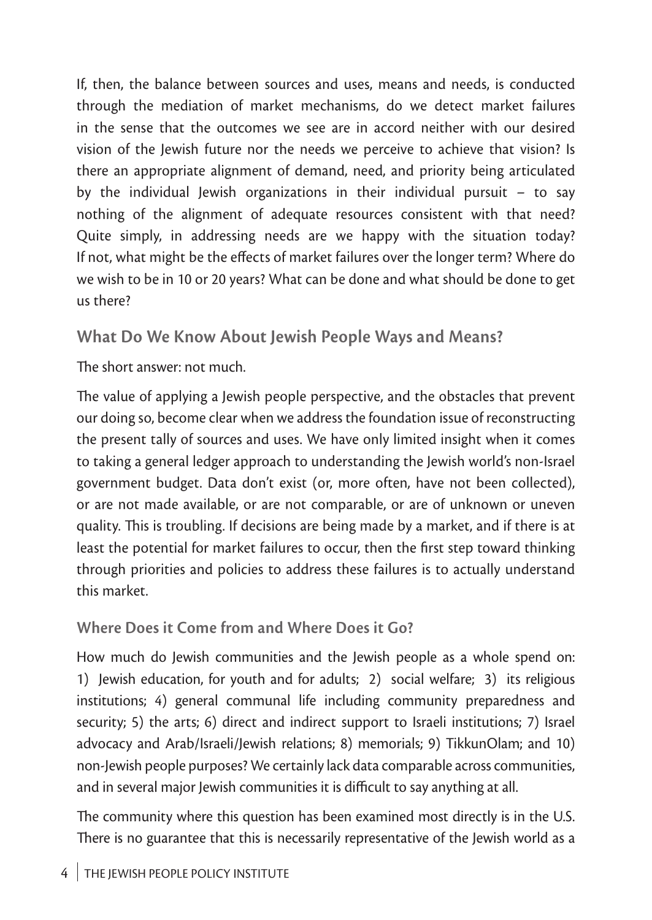If, then, the balance between sources and uses, means and needs, is conducted through the mediation of market mechanisms, do we detect market failures in the sense that the outcomes we see are in accord neither with our desired vision of the Jewish future nor the needs we perceive to achieve that vision? Is there an appropriate alignment of demand, need, and priority being articulated by the individual Jewish organizations in their individual pursuit – to say nothing of the alignment of adequate resources consistent with that need? Quite simply, in addressing needs are we happy with the situation today? If not, what might be the effects of market failures over the longer term? Where do we wish to be in 10 or 20 years? What can be done and what should be done to get us there?

## What Do We Know About Jewish People Ways and Means?

The short answer: not much.

The value of applying a Jewish people perspective, and the obstacles that prevent our doing so, become clear when we address the foundation issue of reconstructing the present tally of sources and uses. We have only limited insight when it comes to taking a general ledger approach to understanding the Jewish world's non-Israel government budget. Data don't exist (or, more often, have not been collected), or are not made available, or are not comparable, or are of unknown or uneven quality. This is troubling. If decisions are being made by a market, and if there is at least the potential for market failures to occur, then the first step toward thinking through priorities and policies to address these failures is to actually understand this market.

### Where Does it Come from and Where Does it Go?

How much do Jewish communities and the Jewish people as a whole spend on: 1) Jewish education, for youth and for adults; 2) social welfare; 3) its religious institutions; 4) general communal life including community preparedness and security; 5) the arts; 6) direct and indirect support to Israeli institutions; 7) Israel advocacy and Arab/Israeli/Jewish relations; 8) memorials; 9) TikkunOlam; and 10) non-Jewish people purposes? We certainly lack data comparable across communities, and in several major Jewish communities it is difficult to say anything at all.

The community where this question has been examined most directly is in the U.S. There is no guarantee that this is necessarily representative of the Jewish world as a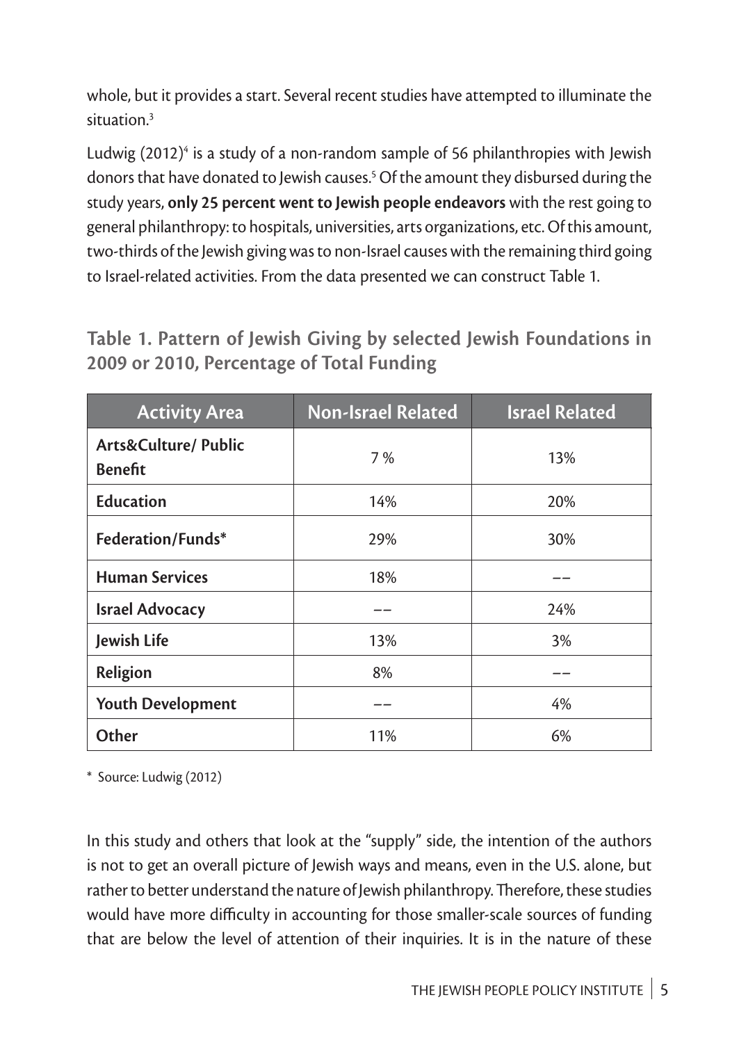whole, but it provides a start. Several recent studies have attempted to illuminate the situation.[3]

Ludwig (2012)[4] is a study of a non-random sample of 56 philanthropies with Jewish donors that have donated to Jewish causes.[5] Of the amount they disbursed during the study years, **only 25 percent went to Jewish people endeavors** with the rest going to general philanthropy: to hospitals, universities, arts organizations, etc. Of this amount, two-thirds of the Jewish giving was to non-Israel causes with the remaining third going to Israel-related activities. From the data presented we can construct Table 1.

**Table 1. Pattern of Jewish Giving by selected Jewish Foundations in 2009 or 2010, Percentage of Total Funding**

| Activity Area | Non-Israel Related | Israel Related |
|---|---|---|
| **Arts&Culture/ Public Benefit** | 7 % | 13% |
| **Education** | 14% | 20% |
| **Federation/Funds*** | 29% | 30% |
| **Human Services** | 18% | –– |
| **Israel Advocacy** | –– | 24% |
| **Jewish Life** | 13% | 3% |
| **Religion** | 8% | –– |
| **Youth Development** | –– | 4% |
| **Other** | 11% | 6% |

* Source: Ludwig (2012)

In this study and others that look at the "supply" side, the intention of the authors is not to get an overall picture of Jewish ways and means, even in the U.S. alone, but rather to better understand the nature of Jewish philanthropy. Therefore, these studies would have more difficulty in accounting for those smaller-scale sources of funding that are below the level of attention of their inquiries. It is in the nature of these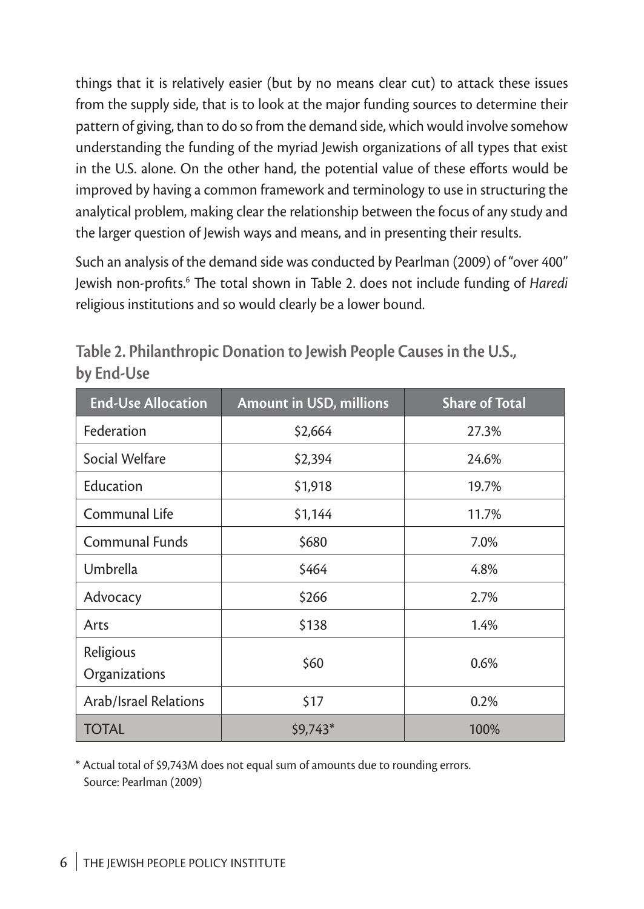things that it is relatively easier (but by no means clear cut) to attack these issues from the supply side, that is to look at the major funding sources to determine their pattern of giving, than to do so from the demand side, which would involve somehow understanding the funding of the myriad Jewish organizations of all types that exist in the U.S. alone. On the other hand, the potential value of these efforts would be improved by having a common framework and terminology to use in structuring the analytical problem, making clear the relationship between the focus of any study and the larger question of Jewish ways and means, and in presenting their results.

Such an analysis of the demand side was conducted by Pearlman (2009) of "over 400" Jewish non-profits.[6] The total shown in Table 2. does not include funding of *Haredi* religious institutions and so would clearly be a lower bound.

### Table 2. Philanthropic Donation to Jewish People Causes in the U.S., by End-Use

| End-Use Allocation | Amount in USD, millions | Share of Total |
|---|---|---|
| Federation | $2,664 | 27.3% |
| Social Welfare | $2,394 | 24.6% |
| Education | $1,918 | 19.7% |
| Communal Life | $1,144 | 11.7% |
| Communal Funds | $680 | 7.0% |
| Umbrella | $464 | 4.8% |
| Advocacy | $266 | 2.7% |
| Arts | $138 | 1.4% |
| Religious Organizations | $60 | 0.6% |
| Arab/Israel Relations | $17 | 0.2% |
| TOTAL | $9,743* | 100% |

\* Actual total of $9,743M does not equal sum of amounts due to rounding errors.
Source: Pearlman (2009)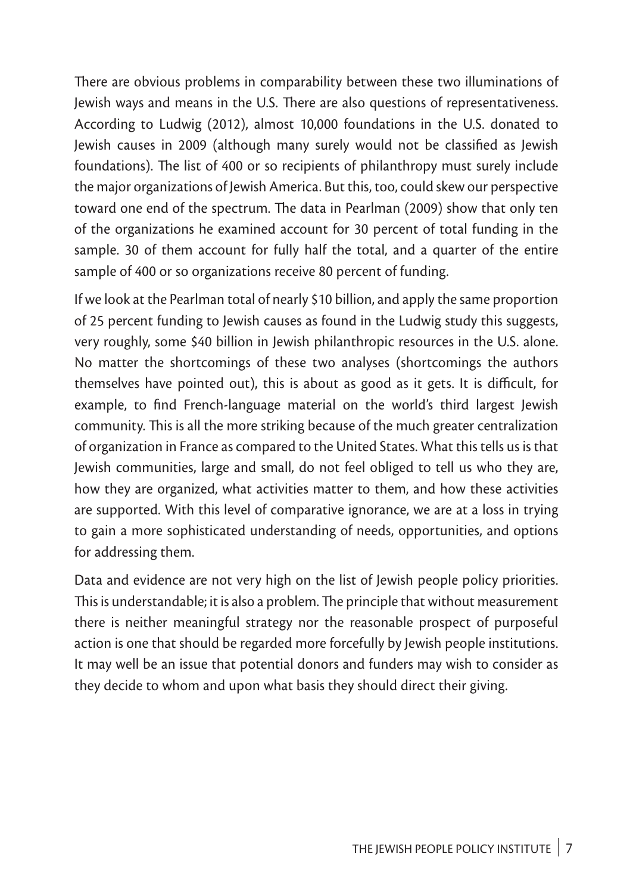There are obvious problems in comparability between these two illuminations of Jewish ways and means in the U.S. There are also questions of representativeness. According to Ludwig (2012), almost 10,000 foundations in the U.S. donated to Jewish causes in 2009 (although many surely would not be classified as Jewish foundations). The list of 400 or so recipients of philanthropy must surely include the major organizations of Jewish America. But this, too, could skew our perspective toward one end of the spectrum. The data in Pearlman (2009) show that only ten of the organizations he examined account for 30 percent of total funding in the sample. 30 of them account for fully half the total, and a quarter of the entire sample of 400 or so organizations receive 80 percent of funding.

If we look at the Pearlman total of nearly $10 billion, and apply the same proportion of 25 percent funding to Jewish causes as found in the Ludwig study this suggests, very roughly, some $40 billion in Jewish philanthropic resources in the U.S. alone. No matter the shortcomings of these two analyses (shortcomings the authors themselves have pointed out), this is about as good as it gets. It is difficult, for example, to find French-language material on the world's third largest Jewish community. This is all the more striking because of the much greater centralization of organization in France as compared to the United States. What this tells us is that Jewish communities, large and small, do not feel obliged to tell us who they are, how they are organized, what activities matter to them, and how these activities are supported. With this level of comparative ignorance, we are at a loss in trying to gain a more sophisticated understanding of needs, opportunities, and options for addressing them.

Data and evidence are not very high on the list of Jewish people policy priorities. This is understandable; it is also a problem. The principle that without measurement there is neither meaningful strategy nor the reasonable prospect of purposeful action is one that should be regarded more forcefully by Jewish people institutions. It may well be an issue that potential donors and funders may wish to consider as they decide to whom and upon what basis they should direct their giving.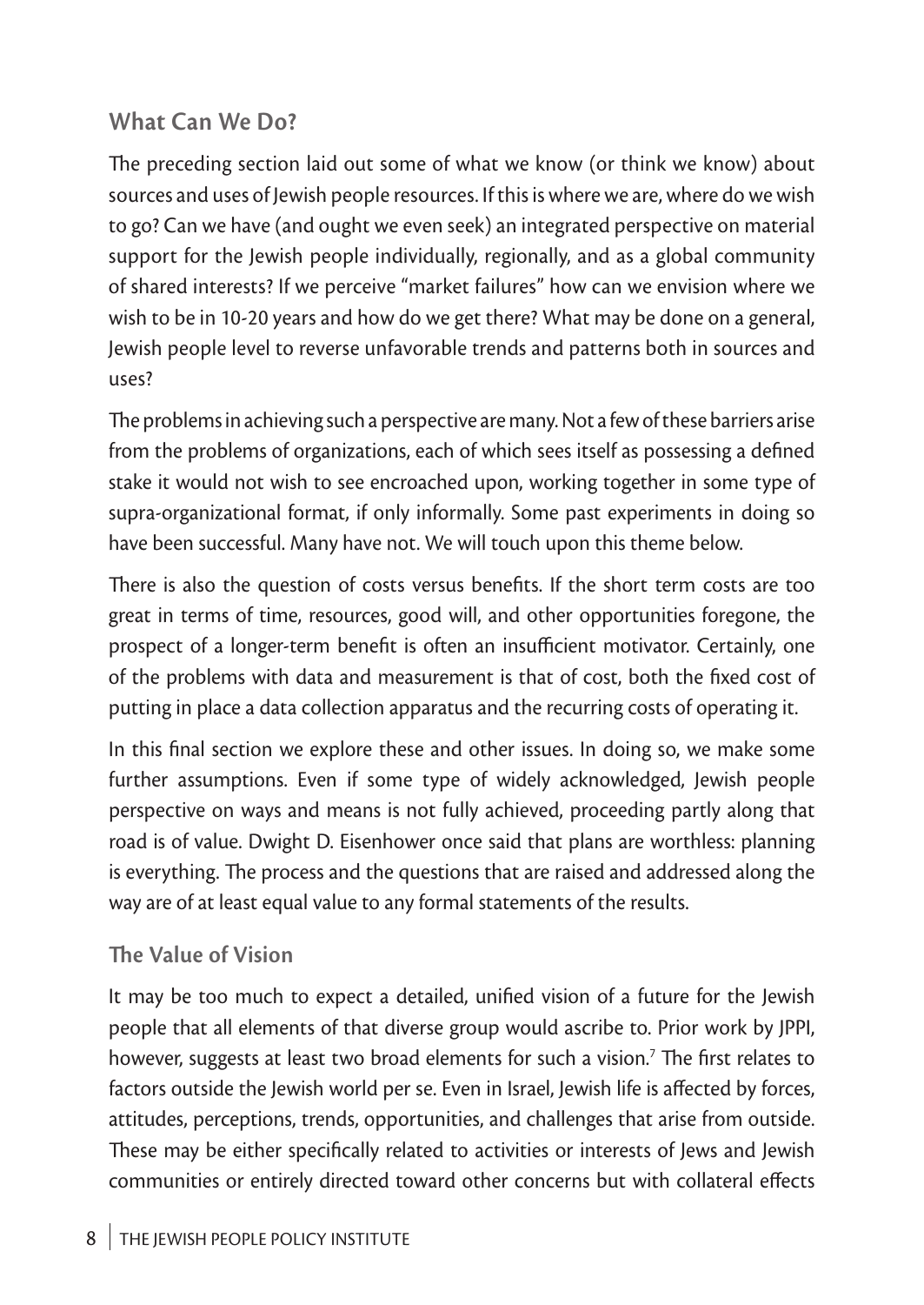## What Can We Do?

The preceding section laid out some of what we know (or think we know) about sources and uses of Jewish people resources. If this is where we are, where do we wish to go? Can we have (and ought we even seek) an integrated perspective on material support for the Jewish people individually, regionally, and as a global community of shared interests? If we perceive "market failures" how can we envision where we wish to be in 10-20 years and how do we get there? What may be done on a general, Jewish people level to reverse unfavorable trends and patterns both in sources and uses?

The problems in achieving such a perspective are many. Not a few of these barriers arise from the problems of organizations, each of which sees itself as possessing a defined stake it would not wish to see encroached upon, working together in some type of supra-organizational format, if only informally. Some past experiments in doing so have been successful. Many have not. We will touch upon this theme below.

There is also the question of costs versus benefits. If the short term costs are too great in terms of time, resources, good will, and other opportunities foregone, the prospect of a longer-term benefit is often an insufficient motivator. Certainly, one of the problems with data and measurement is that of cost, both the fixed cost of putting in place a data collection apparatus and the recurring costs of operating it.

In this final section we explore these and other issues. In doing so, we make some further assumptions. Even if some type of widely acknowledged, Jewish people perspective on ways and means is not fully achieved, proceeding partly along that road is of value. Dwight D. Eisenhower once said that plans are worthless: planning is everything. The process and the questions that are raised and addressed along the way are of at least equal value to any formal statements of the results.

## The Value of Vision

It may be too much to expect a detailed, unified vision of a future for the Jewish people that all elements of that diverse group would ascribe to. Prior work by JPPI, however, suggests at least two broad elements for such a vision.[7] The first relates to factors outside the Jewish world per se. Even in Israel, Jewish life is affected by forces, attitudes, perceptions, trends, opportunities, and challenges that arise from outside. These may be either specifically related to activities or interests of Jews and Jewish communities or entirely directed toward other concerns but with collateral effects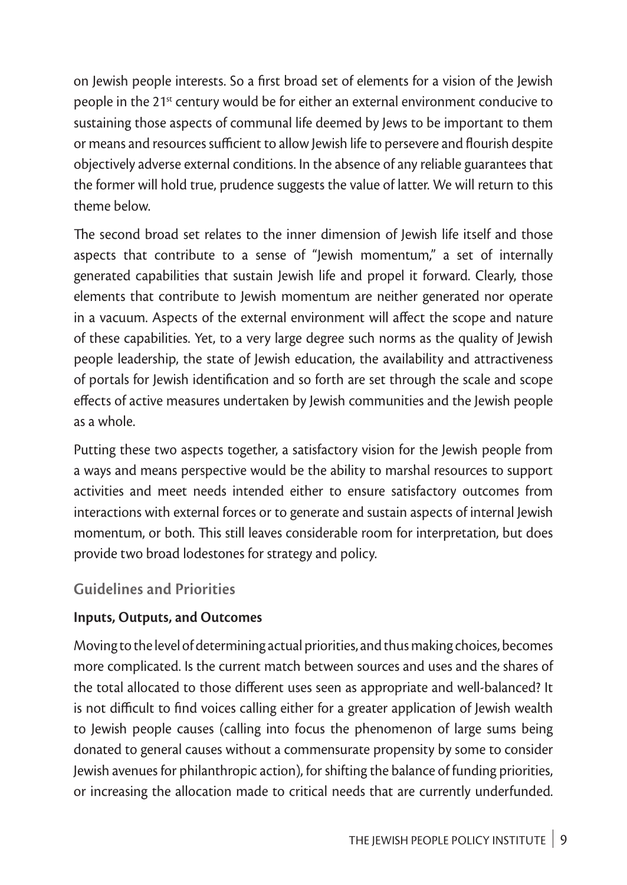on Jewish people interests. So a first broad set of elements for a vision of the Jewish people in the 21st century would be for either an external environment conducive to sustaining those aspects of communal life deemed by Jews to be important to them or means and resources sufficient to allow Jewish life to persevere and flourish despite objectively adverse external conditions. In the absence of any reliable guarantees that the former will hold true, prudence suggests the value of latter. We will return to this theme below.

The second broad set relates to the inner dimension of Jewish life itself and those aspects that contribute to a sense of "Jewish momentum," a set of internally generated capabilities that sustain Jewish life and propel it forward. Clearly, those elements that contribute to Jewish momentum are neither generated nor operate in a vacuum. Aspects of the external environment will affect the scope and nature of these capabilities. Yet, to a very large degree such norms as the quality of Jewish people leadership, the state of Jewish education, the availability and attractiveness of portals for Jewish identification and so forth are set through the scale and scope effects of active measures undertaken by Jewish communities and the Jewish people as a whole.

Putting these two aspects together, a satisfactory vision for the Jewish people from a ways and means perspective would be the ability to marshal resources to support activities and meet needs intended either to ensure satisfactory outcomes from interactions with external forces or to generate and sustain aspects of internal Jewish momentum, or both. This still leaves considerable room for interpretation, but does provide two broad lodestones for strategy and policy.

## Guidelines and Priorities

### Inputs, Outputs, and Outcomes

Moving to the level of determining actual priorities, and thus making choices, becomes more complicated. Is the current match between sources and uses and the shares of the total allocated to those different uses seen as appropriate and well-balanced? It is not difficult to find voices calling either for a greater application of Jewish wealth to Jewish people causes (calling into focus the phenomenon of large sums being donated to general causes without a commensurate propensity by some to consider Jewish avenues for philanthropic action), for shifting the balance of funding priorities, or increasing the allocation made to critical needs that are currently underfunded.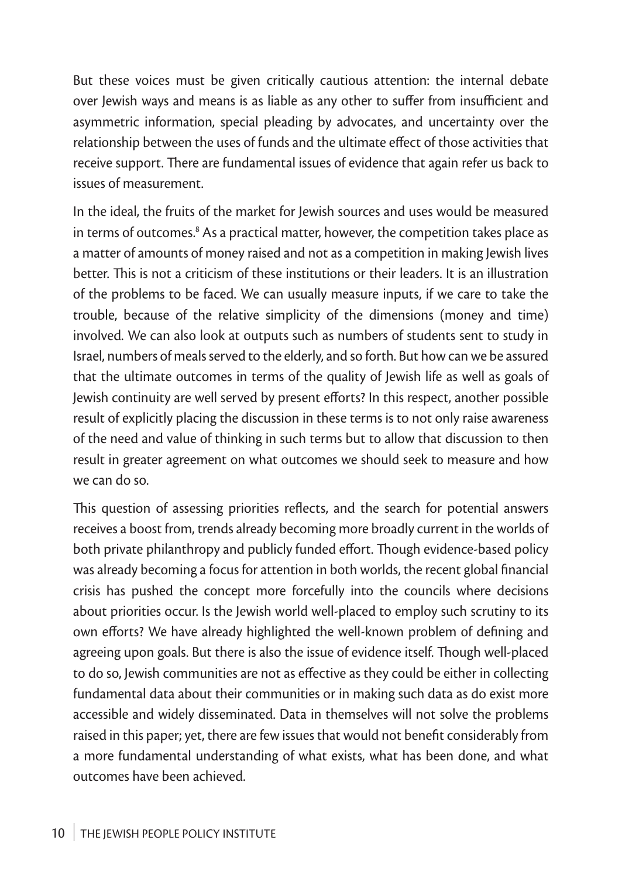But these voices must be given critically cautious attention: the internal debate over Jewish ways and means is as liable as any other to suffer from insufficient and asymmetric information, special pleading by advocates, and uncertainty over the relationship between the uses of funds and the ultimate effect of those activities that receive support. There are fundamental issues of evidence that again refer us back to issues of measurement.

In the ideal, the fruits of the market for Jewish sources and uses would be measured in terms of outcomes.[8] As a practical matter, however, the competition takes place as a matter of amounts of money raised and not as a competition in making Jewish lives better. This is not a criticism of these institutions or their leaders. It is an illustration of the problems to be faced. We can usually measure inputs, if we care to take the trouble, because of the relative simplicity of the dimensions (money and time) involved. We can also look at outputs such as numbers of students sent to study in Israel, numbers of meals served to the elderly, and so forth. But how can we be assured that the ultimate outcomes in terms of the quality of Jewish life as well as goals of Jewish continuity are well served by present efforts? In this respect, another possible result of explicitly placing the discussion in these terms is to not only raise awareness of the need and value of thinking in such terms but to allow that discussion to then result in greater agreement on what outcomes we should seek to measure and how we can do so.

This question of assessing priorities reflects, and the search for potential answers receives a boost from, trends already becoming more broadly current in the worlds of both private philanthropy and publicly funded effort. Though evidence-based policy was already becoming a focus for attention in both worlds, the recent global financial crisis has pushed the concept more forcefully into the councils where decisions about priorities occur. Is the Jewish world well-placed to employ such scrutiny to its own efforts? We have already highlighted the well-known problem of defining and agreeing upon goals. But there is also the issue of evidence itself. Though well-placed to do so, Jewish communities are not as effective as they could be either in collecting fundamental data about their communities or in making such data as do exist more accessible and widely disseminated. Data in themselves will not solve the problems raised in this paper; yet, there are few issues that would not benefit considerably from a more fundamental understanding of what exists, what has been done, and what outcomes have been achieved.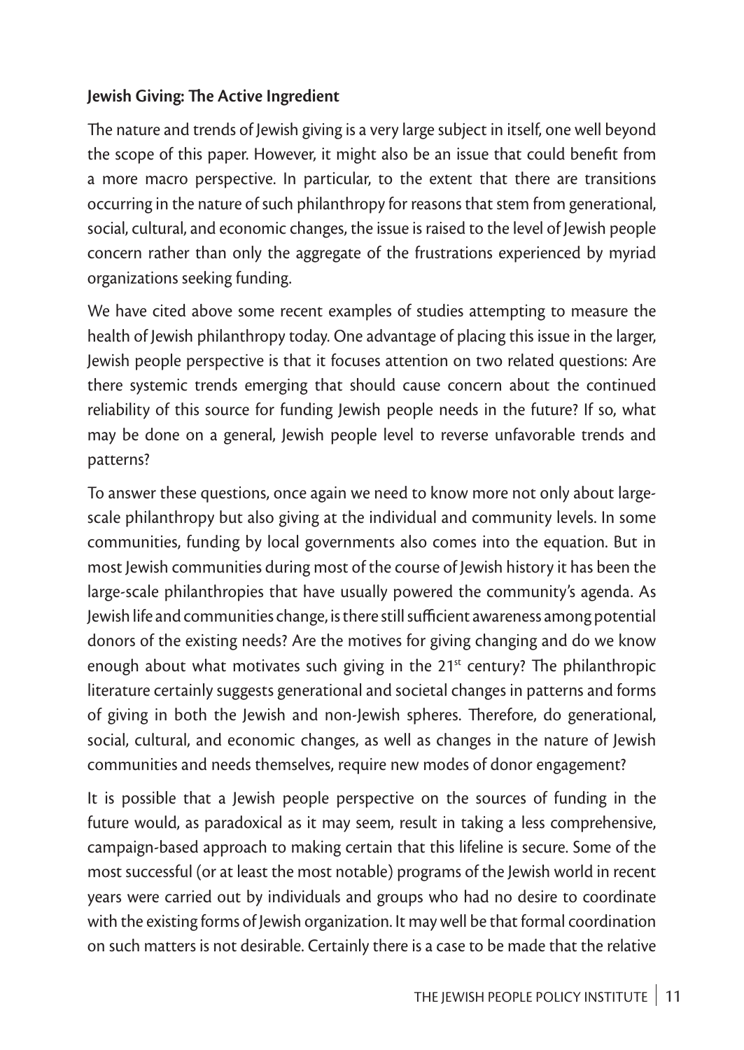**Jewish Giving: The Active Ingredient**

The nature and trends of Jewish giving is a very large subject in itself, one well beyond the scope of this paper. However, it might also be an issue that could benefit from a more macro perspective. In particular, to the extent that there are transitions occurring in the nature of such philanthropy for reasons that stem from generational, social, cultural, and economic changes, the issue is raised to the level of Jewish people concern rather than only the aggregate of the frustrations experienced by myriad organizations seeking funding.

We have cited above some recent examples of studies attempting to measure the health of Jewish philanthropy today. One advantage of placing this issue in the larger, Jewish people perspective is that it focuses attention on two related questions: Are there systemic trends emerging that should cause concern about the continued reliability of this source for funding Jewish people needs in the future? If so, what may be done on a general, Jewish people level to reverse unfavorable trends and patterns?

To answer these questions, once again we need to know more not only about large-scale philanthropy but also giving at the individual and community levels. In some communities, funding by local governments also comes into the equation. But in most Jewish communities during most of the course of Jewish history it has been the large-scale philanthropies that have usually powered the community's agenda. As Jewish life and communities change, is there still sufficient awareness among potential donors of the existing needs? Are the motives for giving changing and do we know enough about what motivates such giving in the 21st century? The philanthropic literature certainly suggests generational and societal changes in patterns and forms of giving in both the Jewish and non-Jewish spheres. Therefore, do generational, social, cultural, and economic changes, as well as changes in the nature of Jewish communities and needs themselves, require new modes of donor engagement?

It is possible that a Jewish people perspective on the sources of funding in the future would, as paradoxical as it may seem, result in taking a less comprehensive, campaign-based approach to making certain that this lifeline is secure. Some of the most successful (or at least the most notable) programs of the Jewish world in recent years were carried out by individuals and groups who had no desire to coordinate with the existing forms of Jewish organization. It may well be that formal coordination on such matters is not desirable. Certainly there is a case to be made that the relative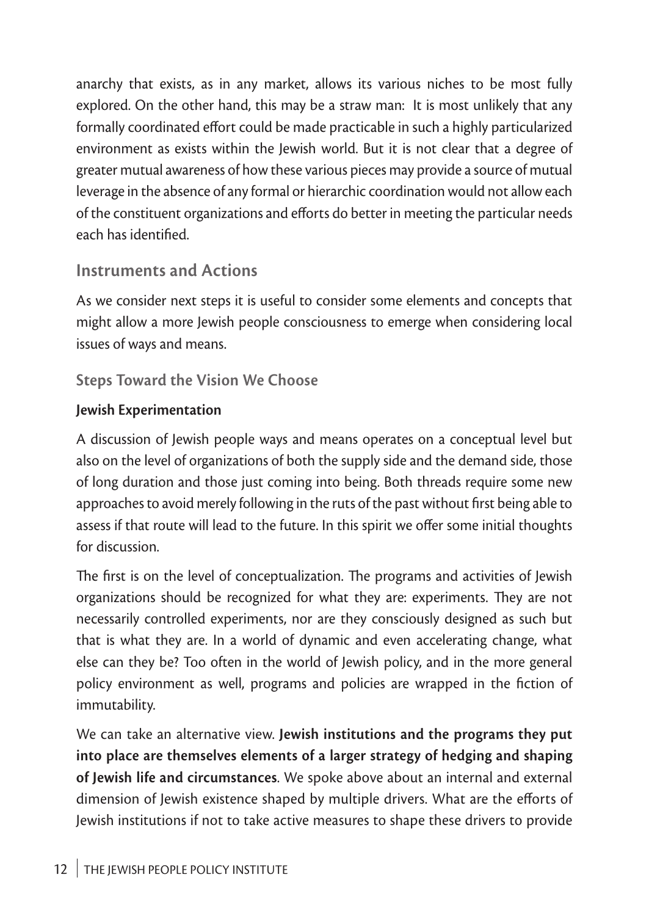anarchy that exists, as in any market, allows its various niches to be most fully explored. On the other hand, this may be a straw man: It is most unlikely that any formally coordinated effort could be made practicable in such a highly particularized environment as exists within the Jewish world. But it is not clear that a degree of greater mutual awareness of how these various pieces may provide a source of mutual leverage in the absence of any formal or hierarchic coordination would not allow each of the constituent organizations and efforts do better in meeting the particular needs each has identified.

## Instruments and Actions

As we consider next steps it is useful to consider some elements and concepts that might allow a more Jewish people consciousness to emerge when considering local issues of ways and means.

### Steps Toward the Vision We Choose

#### Jewish Experimentation

A discussion of Jewish people ways and means operates on a conceptual level but also on the level of organizations of both the supply side and the demand side, those of long duration and those just coming into being. Both threads require some new approaches to avoid merely following in the ruts of the past without first being able to assess if that route will lead to the future. In this spirit we offer some initial thoughts for discussion.

The first is on the level of conceptualization. The programs and activities of Jewish organizations should be recognized for what they are: experiments. They are not necessarily controlled experiments, nor are they consciously designed as such but that is what they are. In a world of dynamic and even accelerating change, what else can they be? Too often in the world of Jewish policy, and in the more general policy environment as well, programs and policies are wrapped in the fiction of immutability.

We can take an alternative view. **Jewish institutions and the programs they put into place are themselves elements of a larger strategy of hedging and shaping of Jewish life and circumstances**. We spoke above about an internal and external dimension of Jewish existence shaped by multiple drivers. What are the efforts of Jewish institutions if not to take active measures to shape these drivers to provide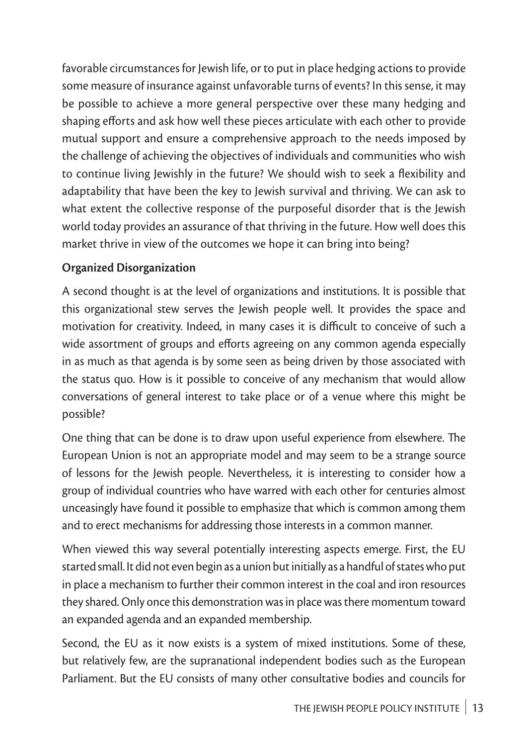favorable circumstances for Jewish life, or to put in place hedging actions to provide some measure of insurance against unfavorable turns of events? In this sense, it may be possible to achieve a more general perspective over these many hedging and shaping efforts and ask how well these pieces articulate with each other to provide mutual support and ensure a comprehensive approach to the needs imposed by the challenge of achieving the objectives of individuals and communities who wish to continue living Jewishly in the future? We should wish to seek a flexibility and adaptability that have been the key to Jewish survival and thriving. We can ask to what extent the collective response of the purposeful disorder that is the Jewish world today provides an assurance of that thriving in the future. How well does this market thrive in view of the outcomes we hope it can bring into being?

**Organized Disorganization**

A second thought is at the level of organizations and institutions. It is possible that this organizational stew serves the Jewish people well. It provides the space and motivation for creativity. Indeed, in many cases it is difficult to conceive of such a wide assortment of groups and efforts agreeing on any common agenda especially in as much as that agenda is by some seen as being driven by those associated with the status quo. How is it possible to conceive of any mechanism that would allow conversations of general interest to take place or of a venue where this might be possible?

One thing that can be done is to draw upon useful experience from elsewhere. The European Union is not an appropriate model and may seem to be a strange source of lessons for the Jewish people. Nevertheless, it is interesting to consider how a group of individual countries who have warred with each other for centuries almost unceasingly have found it possible to emphasize that which is common among them and to erect mechanisms for addressing those interests in a common manner.

When viewed this way several potentially interesting aspects emerge. First, the EU started small. It did not even begin as a union but initially as a handful of states who put in place a mechanism to further their common interest in the coal and iron resources they shared. Only once this demonstration was in place was there momentum toward an expanded agenda and an expanded membership.

Second, the EU as it now exists is a system of mixed institutions. Some of these, but relatively few, are the supranational independent bodies such as the European Parliament. But the EU consists of many other consultative bodies and councils for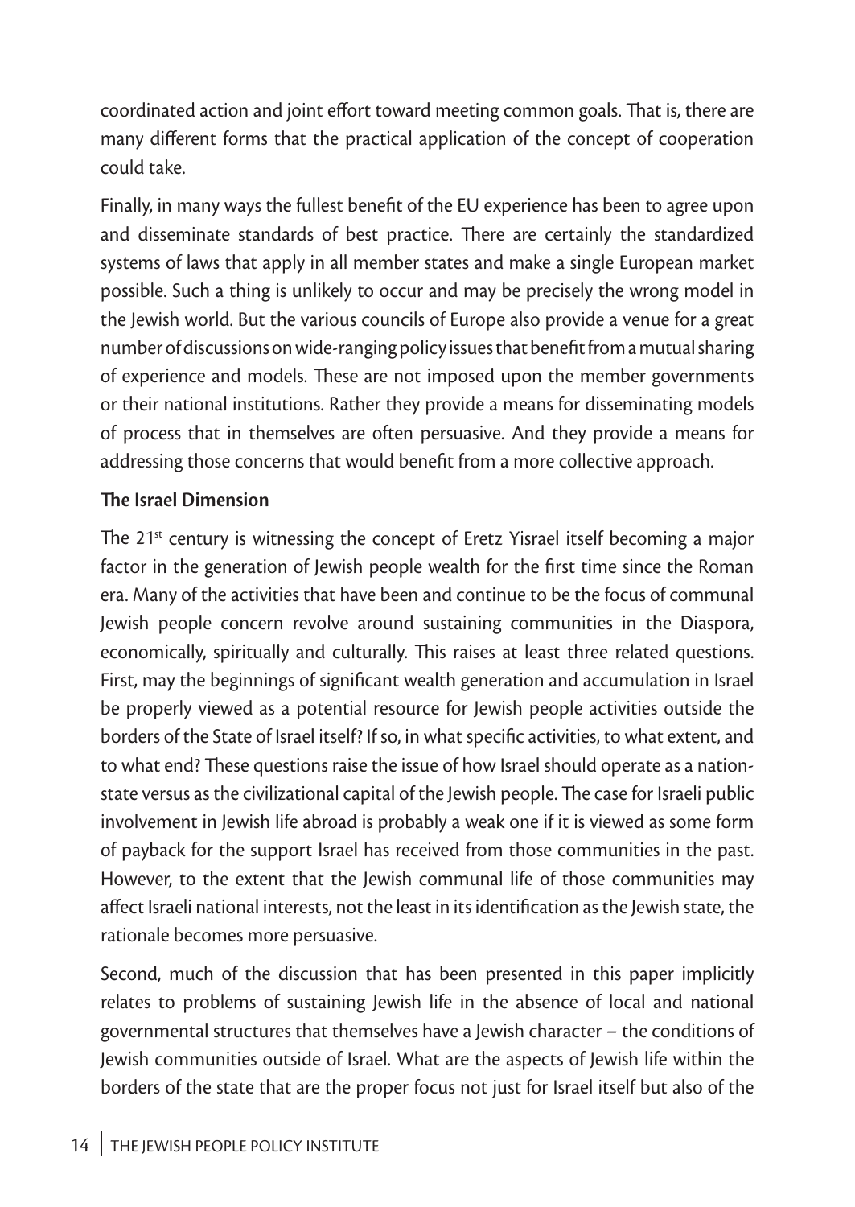coordinated action and joint effort toward meeting common goals. That is, there are many different forms that the practical application of the concept of cooperation could take.

Finally, in many ways the fullest benefit of the EU experience has been to agree upon and disseminate standards of best practice. There are certainly the standardized systems of laws that apply in all member states and make a single European market possible. Such a thing is unlikely to occur and may be precisely the wrong model in the Jewish world. But the various councils of Europe also provide a venue for a great number of discussions on wide-ranging policy issues that benefit from a mutual sharing of experience and models. These are not imposed upon the member governments or their national institutions. Rather they provide a means for disseminating models of process that in themselves are often persuasive. And they provide a means for addressing those concerns that would benefit from a more collective approach.

**The Israel Dimension**

The 21st century is witnessing the concept of Eretz Yisrael itself becoming a major factor in the generation of Jewish people wealth for the first time since the Roman era. Many of the activities that have been and continue to be the focus of communal Jewish people concern revolve around sustaining communities in the Diaspora, economically, spiritually and culturally. This raises at least three related questions. First, may the beginnings of significant wealth generation and accumulation in Israel be properly viewed as a potential resource for Jewish people activities outside the borders of the State of Israel itself? If so, in what specific activities, to what extent, and to what end? These questions raise the issue of how Israel should operate as a nation-state versus as the civilizational capital of the Jewish people. The case for Israeli public involvement in Jewish life abroad is probably a weak one if it is viewed as some form of payback for the support Israel has received from those communities in the past. However, to the extent that the Jewish communal life of those communities may affect Israeli national interests, not the least in its identification as the Jewish state, the rationale becomes more persuasive.

Second, much of the discussion that has been presented in this paper implicitly relates to problems of sustaining Jewish life in the absence of local and national governmental structures that themselves have a Jewish character – the conditions of Jewish communities outside of Israel. What are the aspects of Jewish life within the borders of the state that are the proper focus not just for Israel itself but also of the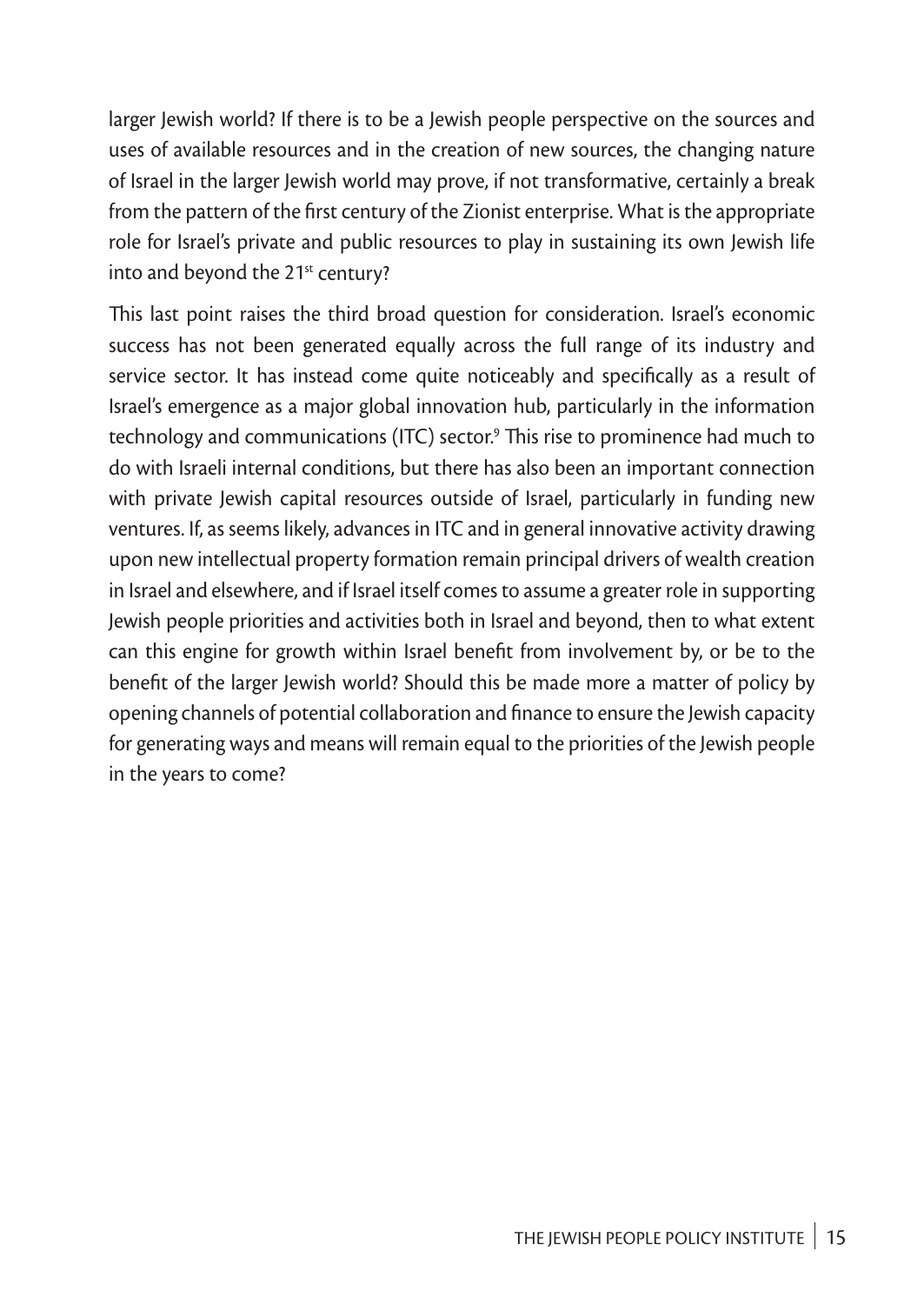larger Jewish world? If there is to be a Jewish people perspective on the sources and uses of available resources and in the creation of new sources, the changing nature of Israel in the larger Jewish world may prove, if not transformative, certainly a break from the pattern of the first century of the Zionist enterprise. What is the appropriate role for Israel's private and public resources to play in sustaining its own Jewish life into and beyond the 21st century?

This last point raises the third broad question for consideration. Israel's economic success has not been generated equally across the full range of its industry and service sector. It has instead come quite noticeably and specifically as a result of Israel's emergence as a major global innovation hub, particularly in the information technology and communications (ITC) sector.[9] This rise to prominence had much to do with Israeli internal conditions, but there has also been an important connection with private Jewish capital resources outside of Israel, particularly in funding new ventures. If, as seems likely, advances in ITC and in general innovative activity drawing upon new intellectual property formation remain principal drivers of wealth creation in Israel and elsewhere, and if Israel itself comes to assume a greater role in supporting Jewish people priorities and activities both in Israel and beyond, then to what extent can this engine for growth within Israel benefit from involvement by, or be to the benefit of the larger Jewish world? Should this be made more a matter of policy by opening channels of potential collaboration and finance to ensure the Jewish capacity for generating ways and means will remain equal to the priorities of the Jewish people in the years to come?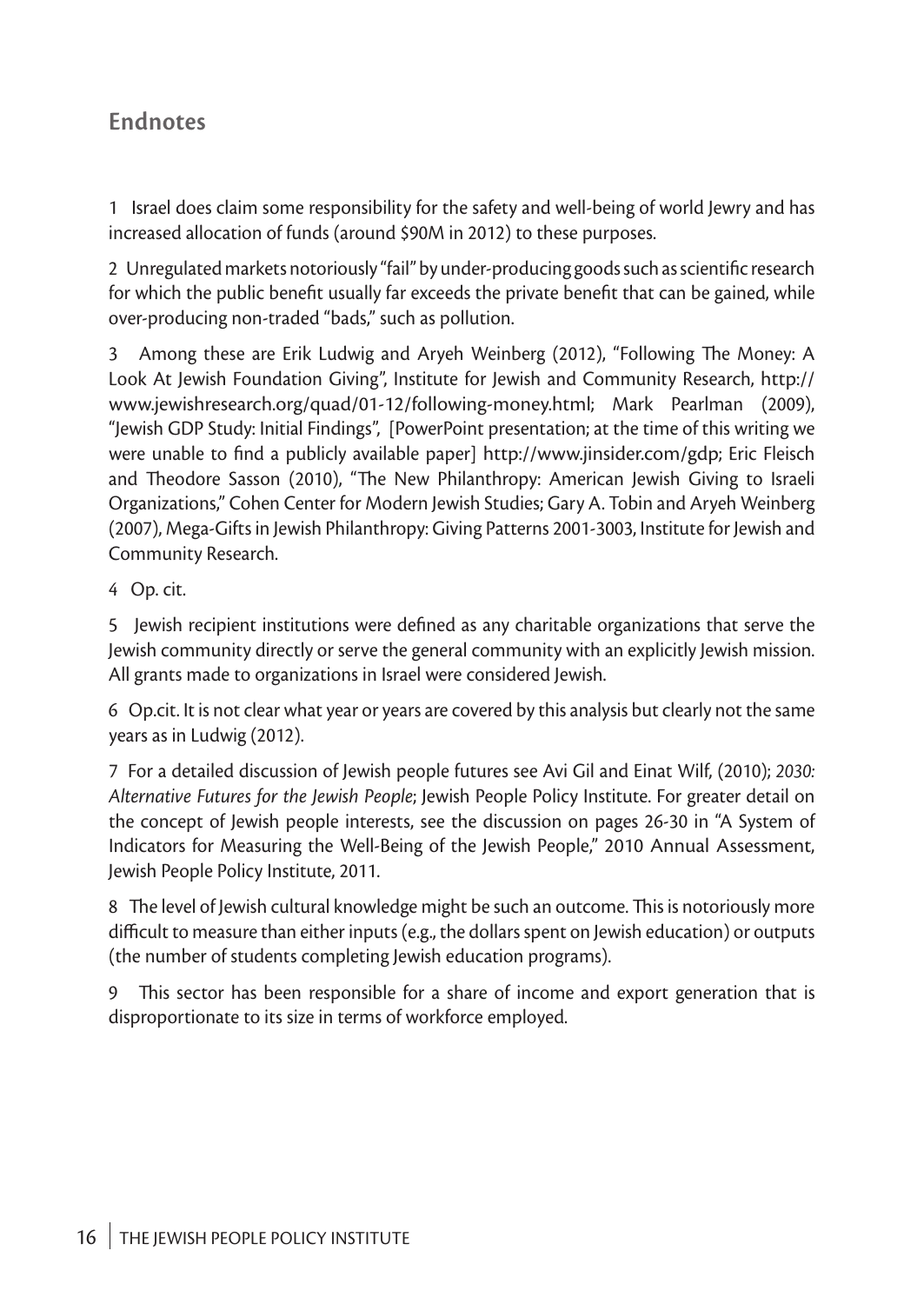## Endnotes

1 Israel does claim some responsibility for the safety and well-being of world Jewry and has increased allocation of funds (around $90M in 2012) to these purposes.

2 Unregulated markets notoriously "fail" by under-producing goods such as scientific research for which the public benefit usually far exceeds the private benefit that can be gained, while over-producing non-traded "bads," such as pollution.

3 Among these are Erik Ludwig and Aryeh Weinberg (2012), "Following The Money: A Look At Jewish Foundation Giving", Institute for Jewish and Community Research, http://www.jewishresearch.org/quad/01-12/following-money.html; Mark Pearlman (2009), "Jewish GDP Study: Initial Findings", [PowerPoint presentation; at the time of this writing we were unable to find a publicly available paper] http://www.jinsider.com/gdp; Eric Fleisch and Theodore Sasson (2010), "The New Philanthropy: American Jewish Giving to Israeli Organizations," Cohen Center for Modern Jewish Studies; Gary A. Tobin and Aryeh Weinberg (2007), Mega-Gifts in Jewish Philanthropy: Giving Patterns 2001-3003, Institute for Jewish and Community Research.

4 Op. cit.

5 Jewish recipient institutions were defined as any charitable organizations that serve the Jewish community directly or serve the general community with an explicitly Jewish mission. All grants made to organizations in Israel were considered Jewish.

6 Op.cit. It is not clear what year or years are covered by this analysis but clearly not the same years as in Ludwig (2012).

7 For a detailed discussion of Jewish people futures see Avi Gil and Einat Wilf, (2010); *2030: Alternative Futures for the Jewish People*; Jewish People Policy Institute. For greater detail on the concept of Jewish people interests, see the discussion on pages 26-30 in "A System of Indicators for Measuring the Well-Being of the Jewish People," 2010 Annual Assessment, Jewish People Policy Institute, 2011.

8 The level of Jewish cultural knowledge might be such an outcome. This is notoriously more difficult to measure than either inputs (e.g., the dollars spent on Jewish education) or outputs (the number of students completing Jewish education programs).

9 This sector has been responsible for a share of income and export generation that is disproportionate to its size in terms of workforce employed.